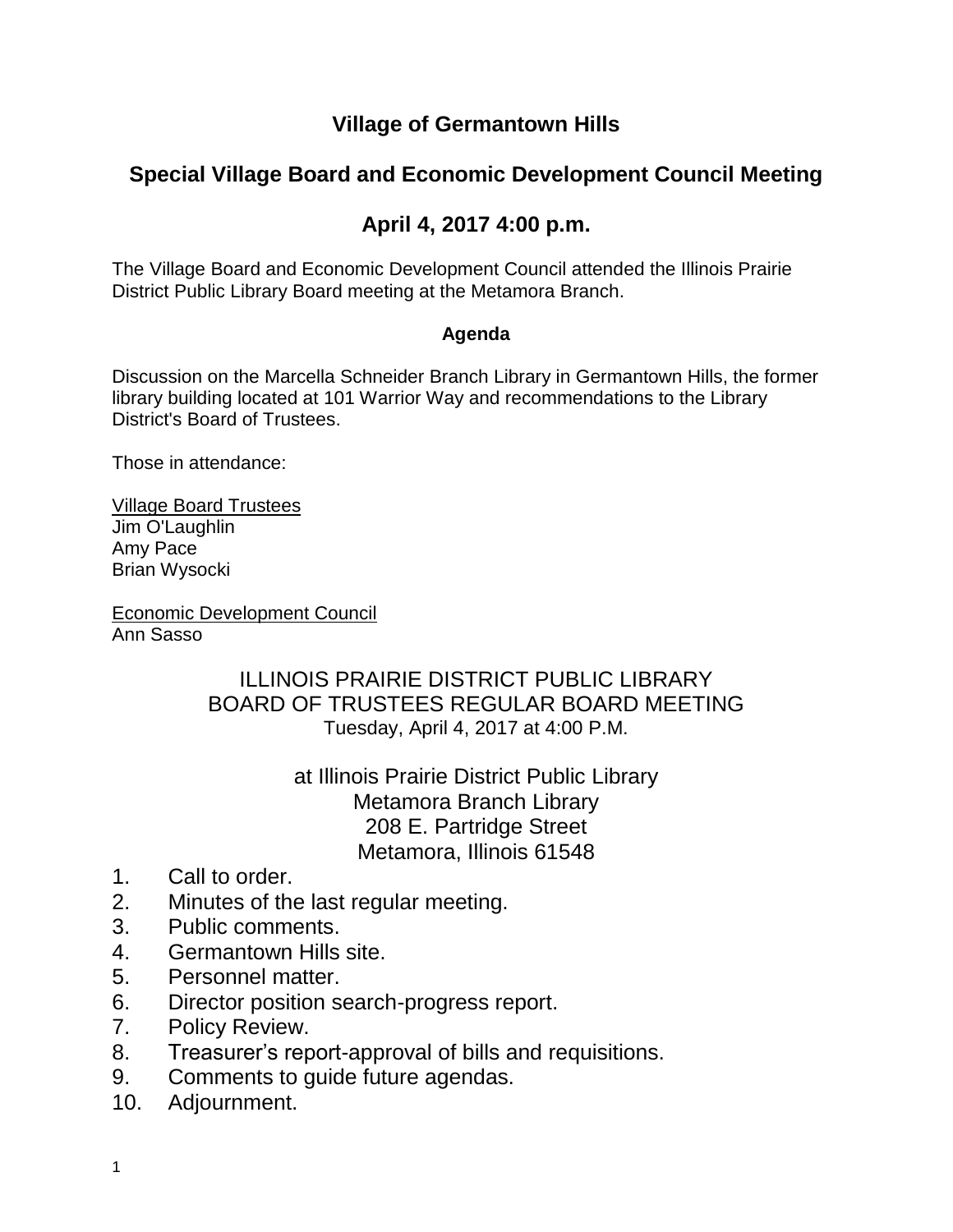# Village of Germantown Hills

## Special Village Board and Economic Development Council Meeting

## April 4, 2017 4:00 p.m.

The Village Board and Economic Development Council attended the Illinois Prairie District Public Library Board meeting at the Metamora Branch.

**Agenda**

Discussion on the Marcella Schneider Branch Library in Germantown Hills, the former library building located at 101 Warrior Way and recommendations to the Library District's Board of Trustees.

Those in attendance:

<u>Village Board Trustees</u>
Jim O'Laughlin
Amy Pace
Brian Wysocki

<u>Economic Development Council</u>
Ann Sasso

ILLINOIS PRAIRIE DISTRICT PUBLIC LIBRARY
BOARD OF TRUSTEES REGULAR BOARD MEETING
Tuesday, April 4, 2017 at 4:00 P.M.

at Illinois Prairie District Public Library
Metamora Branch Library
208 E. Partridge Street
Metamora, Illinois 61548

1. Call to order.
2. Minutes of the last regular meeting.
3. Public comments.
4. Germantown Hills site.
5. Personnel matter.
6. Director position search-progress report.
7. Policy Review.
8. Treasurer's report-approval of bills and requisitions.
9. Comments to guide future agendas.
10. Adjournment.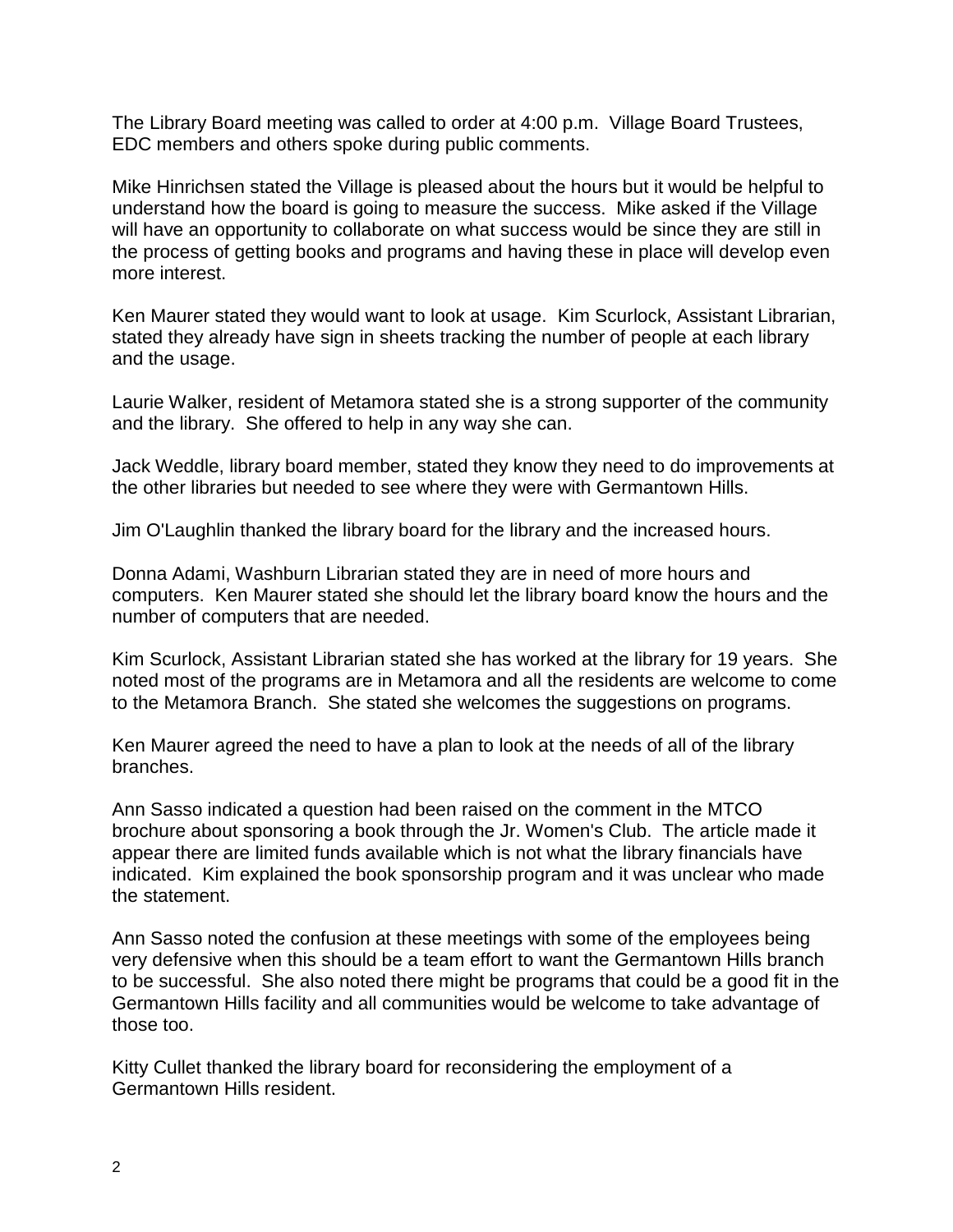The Library Board meeting was called to order at 4:00 p.m. Village Board Trustees, EDC members and others spoke during public comments.

Mike Hinrichsen stated the Village is pleased about the hours but it would be helpful to understand how the board is going to measure the success. Mike asked if the Village will have an opportunity to collaborate on what success would be since they are still in the process of getting books and programs and having these in place will develop even more interest.

Ken Maurer stated they would want to look at usage. Kim Scurlock, Assistant Librarian, stated they already have sign in sheets tracking the number of people at each library and the usage.

Laurie Walker, resident of Metamora stated she is a strong supporter of the community and the library. She offered to help in any way she can.

Jack Weddle, library board member, stated they know they need to do improvements at the other libraries but needed to see where they were with Germantown Hills.

Jim O'Laughlin thanked the library board for the library and the increased hours.

Donna Adami, Washburn Librarian stated they are in need of more hours and computers. Ken Maurer stated she should let the library board know the hours and the number of computers that are needed.

Kim Scurlock, Assistant Librarian stated she has worked at the library for 19 years. She noted most of the programs are in Metamora and all the residents are welcome to come to the Metamora Branch. She stated she welcomes the suggestions on programs.

Ken Maurer agreed the need to have a plan to look at the needs of all of the library branches.

Ann Sasso indicated a question had been raised on the comment in the MTCO brochure about sponsoring a book through the Jr. Women's Club. The article made it appear there are limited funds available which is not what the library financials have indicated. Kim explained the book sponsorship program and it was unclear who made the statement.

Ann Sasso noted the confusion at these meetings with some of the employees being very defensive when this should be a team effort to want the Germantown Hills branch to be successful. She also noted there might be programs that could be a good fit in the Germantown Hills facility and all communities would be welcome to take advantage of those too.

Kitty Cullet thanked the library board for reconsidering the employment of a Germantown Hills resident.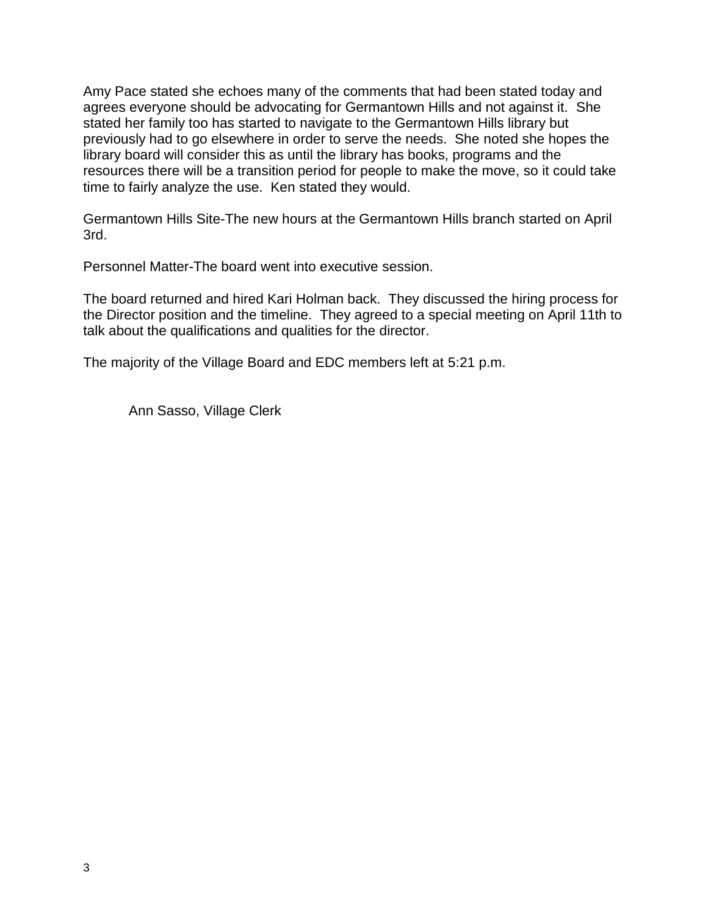Amy Pace stated she echoes many of the comments that had been stated today and agrees everyone should be advocating for Germantown Hills and not against it. She stated her family too has started to navigate to the Germantown Hills library but previously had to go elsewhere in order to serve the needs. She noted she hopes the library board will consider this as until the library has books, programs and the resources there will be a transition period for people to make the move, so it could take time to fairly analyze the use. Ken stated they would.

Germantown Hills Site-The new hours at the Germantown Hills branch started on April 3rd.

Personnel Matter-The board went into executive session.

The board returned and hired Kari Holman back. They discussed the hiring process for the Director position and the timeline. They agreed to a special meeting on April 11th to talk about the qualifications and qualities for the director.

The majority of the Village Board and EDC members left at 5:21 p.m.

Ann Sasso, Village Clerk